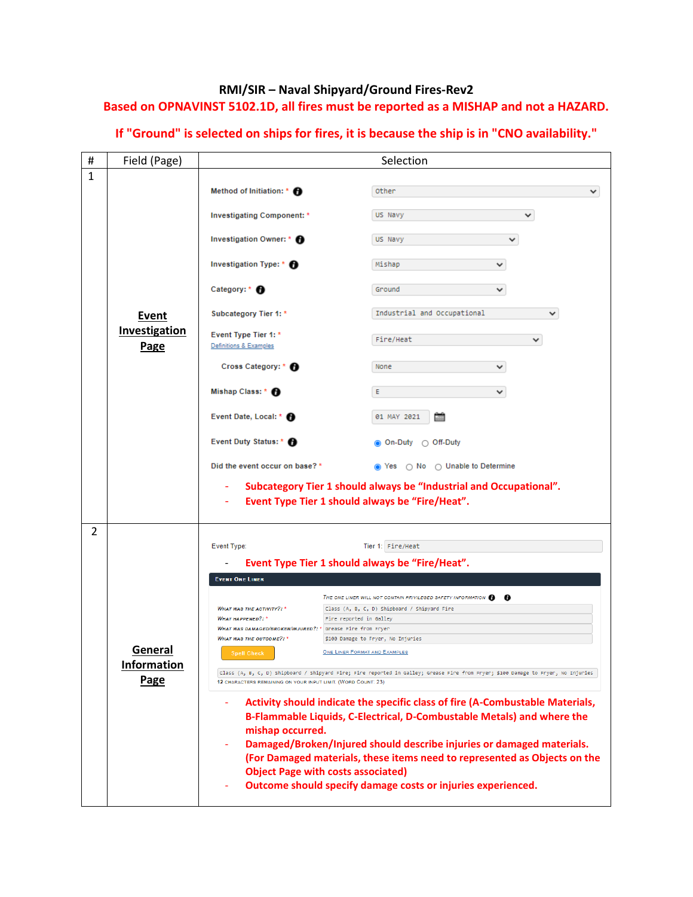# RMI/SIR – Naval Shipyard/Ground Fires-Rev2

**Based on OPNAVINST 5102.1D, all fires must be reported as a MISHAP and not a HAZARD.**

**If "Ground" is selected on ships for fires, it is because the ship is in "CNO availability."**

| # | Field (Page) | Selection |
|---|---|---|
| 1 | **Event Investigation Page** | Method of Initiation: * — Other<br>Investigating Component: * — US Navy<br>Investigation Owner: * — US Navy<br>Investigation Type: * — Mishap<br>Category: * — Ground<br>Subcategory Tier 1: * — Industrial and Occupational<br>Event Type Tier 1: * (Definitions & Examples) — Fire/Heat<br>Cross Category: * — None<br>Mishap Class: * — E<br>Event Date, Local: * — 01 MAY 2021<br>Event Duty Status: * — (●) On-Duty ( ) Off-Duty<br>Did the event occur on base? * — (●) Yes ( ) No ( ) Unable to Determine<br><br>- **Subcategory Tier 1 should always be "Industrial and Occupational".**<br>- **Event Type Tier 1 should always be "Fire/Heat".** |
| 2 | **General Information Page** | Event Type: Tier 1: Fire/Heat<br><br>- **Event Type Tier 1 should always be "Fire/Heat".**<br><br>**Event One Liner**<br>The one liner will not contain privileged safety information<br>What was the activity?: * — Class (A, B, C, D) Shipboard / Shipyard Fire<br>What happened?: * — Fire reported in Galley<br>What was damaged/broken/injured?: * — Grease Fire from Fryer<br>What was the outcome?: * — $100 Damage to Fryer, No Injuries<br>Spell Check — One Liner Format and Examples<br>Class (A, B, C, D) Shipboard / Shipyard Fire; Fire reported in Galley; Grease Fire from Fryer; $100 Damage to Fryer, No Injuries<br>12 characters remaining on your input limit. (Word Count: 23)<br><br>- **Activity should indicate the specific class of fire (A-Combustable Materials, B-Flammable Liquids, C-Electrical, D-Combustable Metals) and where the mishap occurred.**<br>- **Damaged/Broken/Injured should describe injuries or damaged materials. (For Damaged materials, these items need to represented as Objects on the Object Page with costs associated)**<br>- **Outcome should specify damage costs or injuries experienced.** |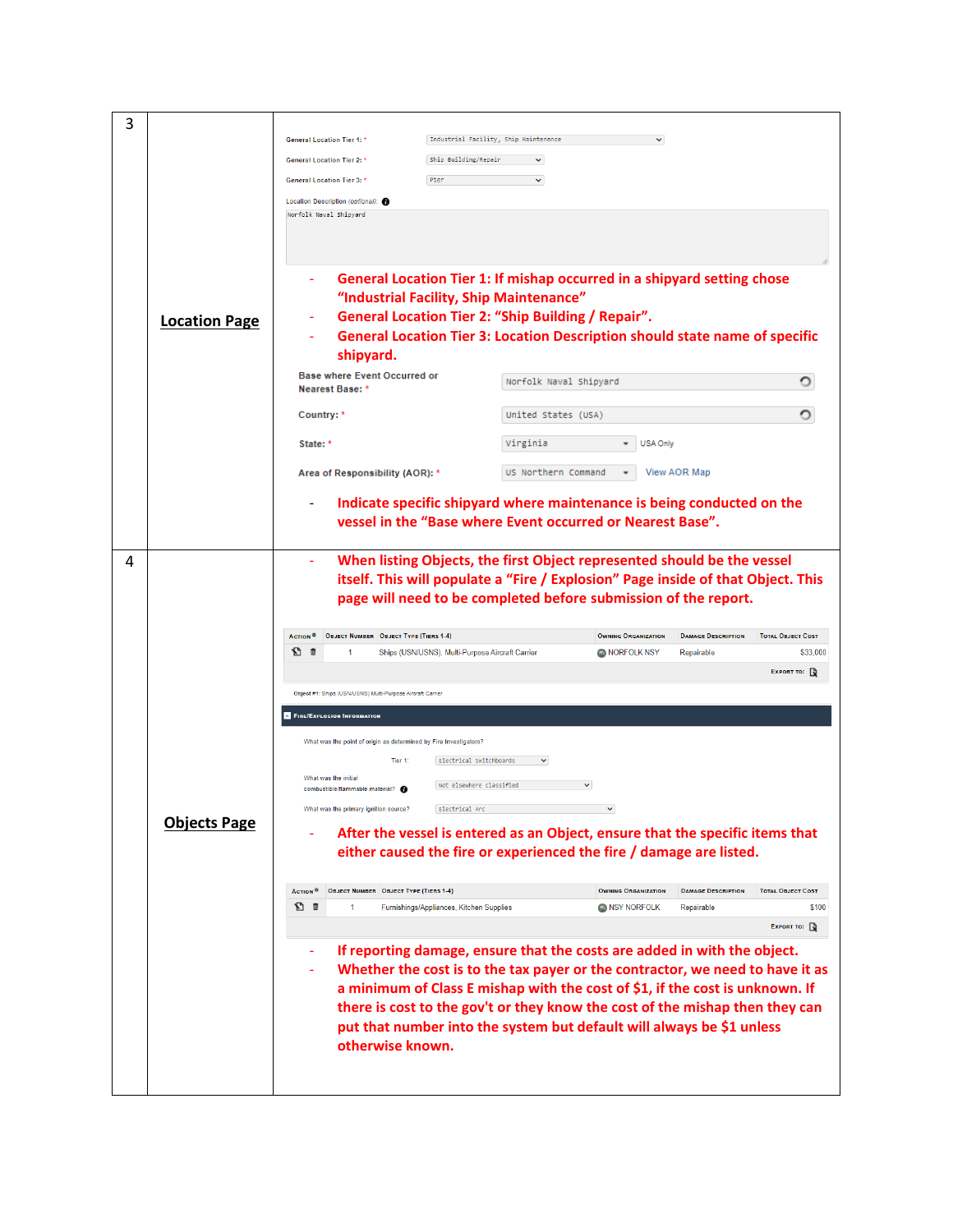| | | |
|---|---|---|
| 3 | **Location Page** | General Location Tier 1: * Industrial Facility, Ship Maintenance<br>General Location Tier 2: * Ship Building/Repair<br>General Location Tier 3: * Pier<br>Location Description (optional): Norfolk Naval Shipyard<br><br>- **General Location Tier 1: If mishap occurred in a shipyard setting chose "Industrial Facility, Ship Maintenance"**<br>- **General Location Tier 2: "Ship Building / Repair".**<br>- **General Location Tier 3: Location Description should state name of specific shipyard.**<br><br>Base where Event Occurred or Nearest Base: * Norfolk Naval Shipyard<br>Country: * United States (USA)<br>State: * Virginia USA Only<br>Area of Responsibility (AOR): * US Northern Command View AOR Map<br><br>- **Indicate specific shipyard where maintenance is being conducted on the vessel in the "Base where Event occurred or Nearest Base".** |
| 4 | **Objects Page** | - **When listing Objects, the first Object represented should be the vessel itself. This will populate a "Fire / Explosion" Page inside of that Object. This page will need to be completed before submission of the report.**<br><br>Action / Object Number / Object Type (Tiers 1-4) / Owning Organization / Damage Description / Total Object Cost<br>1 / Ships (USN/USNS), Multi-Purpose Aircraft Carrier / NORFOLK NSY / Repairable / $33,000<br>Export to:<br><br>Object #1: Ships (USN/USNS) Multi-Purpose Aircraft Carrier<br>Fire/Explosion Information<br>What was the point of origin as determined by Fire Investigators?<br>Tier 1: Electrical switchboards<br>What was the initial combustible/flammable material? Not elsewhere classified<br>What was the primary ignition source? Electrical Arc<br><br>- **After the vessel is entered as an Object, ensure that the specific items that either caused the fire or experienced the fire / damage are listed.**<br><br>Action / Object Number / Object Type (Tiers 1-4) / Owning Organization / Damage Description / Total Object Cost<br>1 / Furnishings/Appliances, Kitchen Supplies / NSY NORFOLK / Repairable / $100<br>Export to:<br><br>- **If reporting damage, ensure that the costs are added in with the object.**<br>- **Whether the cost is to the tax payer or the contractor, we need to have it as a minimum of Class E mishap with the cost of $1, if the cost is unknown. If there is cost to the gov't or they know the cost of the mishap then they can put that number into the system but default will always be $1 unless otherwise known.** |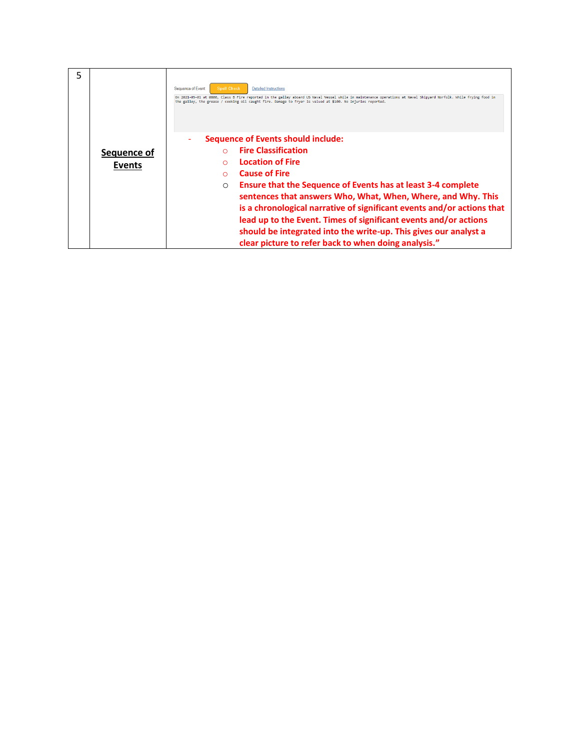| | | |
|---|---|---|
| 5 | **Sequence of Events** | Sequence of Event [Spell Check] Detailed Instructions<br><br>On 2021-05-01 at 0000, Class B Fire reported in the galley aboard US Naval Vessel while in maintenance operations at Naval Shipyard Norfolk. While frying food in the galley, the grease / cooking oil caught fire. Damage to fryer is valued at $100. No injuries reported.<br><br>- **Sequence of Events should include:**<br>&nbsp;&nbsp;&nbsp;&nbsp;○ **Fire Classification**<br>&nbsp;&nbsp;&nbsp;&nbsp;○ **Location of Fire**<br>&nbsp;&nbsp;&nbsp;&nbsp;○ **Cause of Fire**<br>&nbsp;&nbsp;&nbsp;&nbsp;○ **Ensure that the Sequence of Events has at least 3-4 complete sentences that answers Who, What, When, Where, and Why. This is a chronological narrative of significant events and/or actions that lead up to the Event. Times of significant events and/or actions should be integrated into the write-up. This gives our analyst a clear picture to refer back to when doing analysis."** |